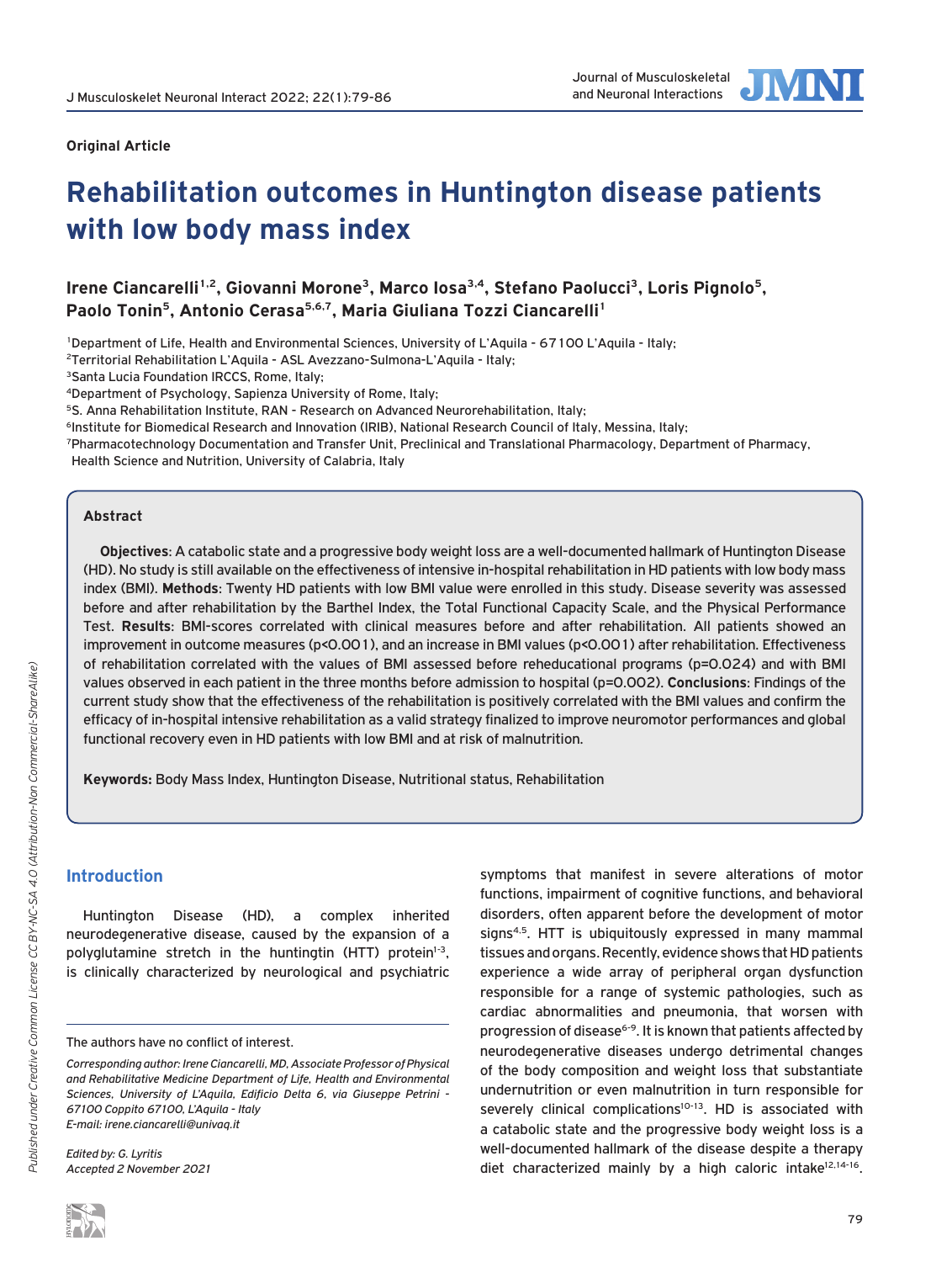Original Article

# Rehabilitation outcomes in Huntington disease patients with low body mass index

**Irene Ciancarelli[1,2], Giovanni Morone[3], Marco Iosa[3,4], Stefano Paolucci[3], Loris Pignolo[5], Paolo Tonin[5], Antonio Cerasa[5,6,7], Maria Giuliana Tozzi Ciancarelli[1]**

[1]Department of Life, Health and Environmental Sciences, University of L'Aquila - 67100 L'Aquila - Italy;
[2]Territorial Rehabilitation L'Aquila - ASL Avezzano-Sulmona-L'Aquila - Italy;
[3]Santa Lucia Foundation IRCCS, Rome, Italy;
[4]Department of Psychology, Sapienza University of Rome, Italy;
[5]S. Anna Rehabilitation Institute, RAN - Research on Advanced Neurorehabilitation, Italy;
[6]Institute for Biomedical Research and Innovation (IRIB), National Research Council of Italy, Messina, Italy;
[7]Pharmacotechnology Documentation and Transfer Unit, Preclinical and Translational Pharmacology, Department of Pharmacy, Health Science and Nutrition, University of Calabria, Italy

## Abstract

**Objectives**: A catabolic state and a progressive body weight loss are a well-documented hallmark of Huntington Disease (HD). No study is still available on the effectiveness of intensive in-hospital rehabilitation in HD patients with low body mass index (BMI). **Methods**: Twenty HD patients with low BMI value were enrolled in this study. Disease severity was assessed before and after rehabilitation by the Barthel Index, the Total Functional Capacity Scale, and the Physical Performance Test. **Results**: BMI-scores correlated with clinical measures before and after rehabilitation. All patients showed an improvement in outcome measures ($p<0.001$), and an increase in BMI values ($p<0.001$) after rehabilitation. Effectiveness of rehabilitation correlated with the values of BMI assessed before reheducational programs ($p=0.024$) and with BMI values observed in each patient in the three months before admission to hospital ($p=0.002$). **Conclusions**: Findings of the current study show that the effectiveness of the rehabilitation is positively correlated with the BMI values and confirm the efficacy of in-hospital intensive rehabilitation as a valid strategy finalized to improve neuromotor performances and global functional recovery even in HD patients with low BMI and at risk of malnutrition.

**Keywords:** Body Mass Index, Huntington Disease, Nutritional status, Rehabilitation

## Introduction

Huntington Disease (HD), a complex inherited neurodegenerative disease, caused by the expansion of a polyglutamine stretch in the huntingtin (HTT) protein[1-3], is clinically characterized by neurological and psychiatric symptoms that manifest in severe alterations of motor functions, impairment of cognitive functions, and behavioral disorders, often apparent before the development of motor signs[4,5]. HTT is ubiquitously expressed in many mammal tissues and organs. Recently, evidence shows that HD patients experience a wide array of peripheral organ dysfunction responsible for a range of systemic pathologies, such as cardiac abnormalities and pneumonia, that worsen with progression of disease[6-9]. It is known that patients affected by neurodegenerative diseases undergo detrimental changes of the body composition and weight loss that substantiate undernutrition or even malnutrition in turn responsible for severely clinical complications[10-13]. HD is associated with a catabolic state and the progressive body weight loss is a well-documented hallmark of the disease despite a therapy diet characterized mainly by a high caloric intake[12,14-16].

The authors have no conflict of interest.

*Corresponding author: Irene Ciancarelli, MD, Associate Professor of Physical and Rehabilitative Medicine Department of Life, Health and Environmental Sciences, University of L'Aquila, Edificio Delta 6, via Giuseppe Petrini - 67100 Coppito 67100, L'Aquila - Italy*
*E-mail: irene.ciancarelli@univaq.it*

*Edited by: G. Lyritis*
*Accepted 2 November 2021*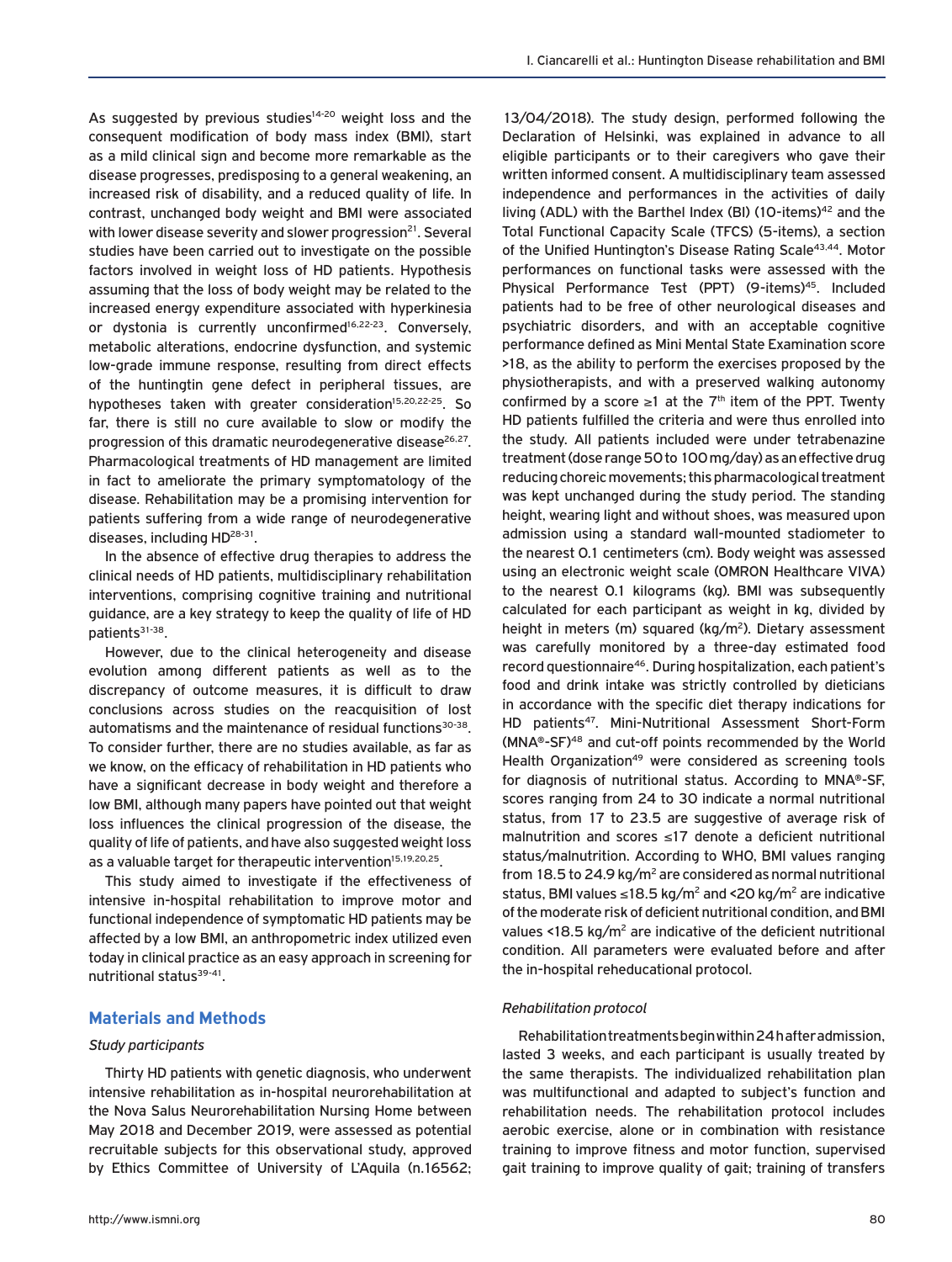As suggested by previous studies[14-20] weight loss and the consequent modification of body mass index (BMI), start as a mild clinical sign and become more remarkable as the disease progresses, predisposing to a general weakening, an increased risk of disability, and a reduced quality of life. In contrast, unchanged body weight and BMI were associated with lower disease severity and slower progression[21]. Several studies have been carried out to investigate on the possible factors involved in weight loss of HD patients. Hypothesis assuming that the loss of body weight may be related to the increased energy expenditure associated with hyperkinesia or dystonia is currently unconfirmed[16,22-23]. Conversely, metabolic alterations, endocrine dysfunction, and systemic low-grade immune response, resulting from direct effects of the huntingtin gene defect in peripheral tissues, are hypotheses taken with greater consideration[15,20,22-25]. So far, there is still no cure available to slow or modify the progression of this dramatic neurodegenerative disease[26,27]. Pharmacological treatments of HD management are limited in fact to ameliorate the primary symptomatology of the disease. Rehabilitation may be a promising intervention for patients suffering from a wide range of neurodegenerative diseases, including HD[28-31].

In the absence of effective drug therapies to address the clinical needs of HD patients, multidisciplinary rehabilitation interventions, comprising cognitive training and nutritional guidance, are a key strategy to keep the quality of life of HD patients[31-38].

However, due to the clinical heterogeneity and disease evolution among different patients as well as to the discrepancy of outcome measures, it is difficult to draw conclusions across studies on the reacquisition of lost automatisms and the maintenance of residual functions[30-38]. To consider further, there are no studies available, as far as we know, on the efficacy of rehabilitation in HD patients who have a significant decrease in body weight and therefore a low BMI, although many papers have pointed out that weight loss influences the clinical progression of the disease, the quality of life of patients, and have also suggested weight loss as a valuable target for therapeutic intervention[15,19,20,25].

This study aimed to investigate if the effectiveness of intensive in-hospital rehabilitation to improve motor and functional independence of symptomatic HD patients may be affected by a low BMI, an anthropometric index utilized even today in clinical practice as an easy approach in screening for nutritional status[39-41].

## Materials and Methods

### *Study participants*

Thirty HD patients with genetic diagnosis, who underwent intensive rehabilitation as in-hospital neurorehabilitation at the Nova Salus Neurorehabilitation Nursing Home between May 2018 and December 2019, were assessed as potential recruitable subjects for this observational study, approved by Ethics Committee of University of L'Aquila (n.16562; 13/04/2018). The study design, performed following the Declaration of Helsinki, was explained in advance to all eligible participants or to their caregivers who gave their written informed consent. A multidisciplinary team assessed independence and performances in the activities of daily living (ADL) with the Barthel Index (BI) (10-items)[42] and the Total Functional Capacity Scale (TFCS) (5-items), a section of the Unified Huntington's Disease Rating Scale[43,44]. Motor performances on functional tasks were assessed with the Physical Performance Test (PPT) (9-items)[45]. Included patients had to be free of other neurological diseases and psychiatric disorders, and with an acceptable cognitive performance defined as Mini Mental State Examination score >18, as the ability to perform the exercises proposed by the physiotherapists, and with a preserved walking autonomy confirmed by a score ≥1 at the 7th item of the PPT. Twenty HD patients fulfilled the criteria and were thus enrolled into the study. All patients included were under tetrabenazine treatment (dose range 50 to 100 mg/day) as an effective drug reducing choreic movements; this pharmacological treatment was kept unchanged during the study period. The standing height, wearing light and without shoes, was measured upon admission using a standard wall-mounted stadiometer to the nearest 0.1 centimeters (cm). Body weight was assessed using an electronic weight scale (OMRON Healthcare VIVA) to the nearest 0.1 kilograms (kg). BMI was subsequently calculated for each participant as weight in kg, divided by height in meters (m) squared (kg/m$^2$). Dietary assessment was carefully monitored by a three-day estimated food record questionnaire[46]. During hospitalization, each patient's food and drink intake was strictly controlled by dieticians in accordance with the specific diet therapy indications for HD patients[47]. Mini-Nutritional Assessment Short-Form (MNA®-SF)[48] and cut-off points recommended by the World Health Organization[49] were considered as screening tools for diagnosis of nutritional status. According to MNA®-SF, scores ranging from 24 to 30 indicate a normal nutritional status, from 17 to 23.5 are suggestive of average risk of malnutrition and scores ≤17 denote a deficient nutritional status/malnutrition. According to WHO, BMI values ranging from 18.5 to 24.9 kg/m$^2$ are considered as normal nutritional status, BMI values ≤18.5 kg/m$^2$ and <20 kg/m$^2$ are indicative of the moderate risk of deficient nutritional condition, and BMI values <18.5 kg/m$^2$ are indicative of the deficient nutritional condition. All parameters were evaluated before and after the in-hospital reheducational protocol.

### *Rehabilitation protocol*

Rehabilitation treatments begin within 24 h after admission, lasted 3 weeks, and each participant is usually treated by the same therapists. The individualized rehabilitation plan was multifunctional and adapted to subject's function and rehabilitation needs. The rehabilitation protocol includes aerobic exercise, alone or in combination with resistance training to improve fitness and motor function, supervised gait training to improve quality of gait; training of transfers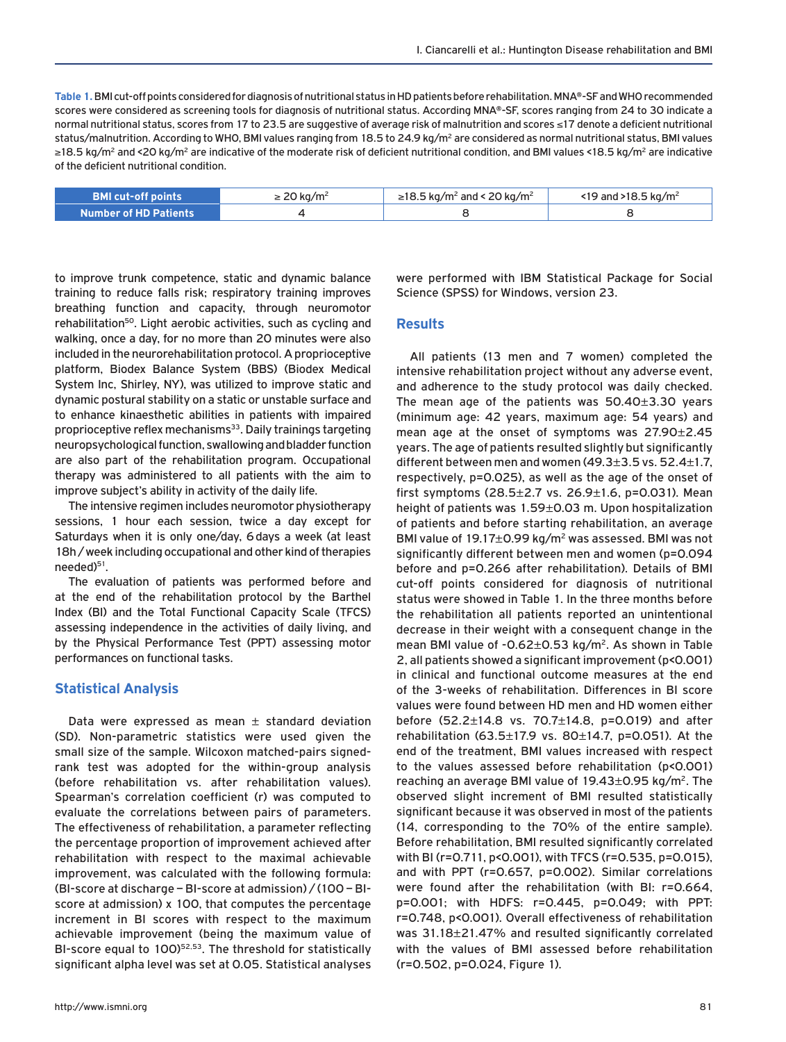Table 1. BMI cut-off points considered for diagnosis of nutritional status in HD patients before rehabilitation. MNA®-SF and WHO recommended scores were considered as screening tools for diagnosis of nutritional status. According MNA®-SF, scores ranging from 24 to 30 indicate a normal nutritional status, scores from 17 to 23.5 are suggestive of average risk of malnutrition and scores ≤17 denote a deficient nutritional status/malnutrition. According to WHO, BMI values ranging from 18.5 to 24.9 kg/m² are considered as normal nutritional status, BMI values ≥18.5 kg/m² and <20 kg/m² are indicative of the moderate risk of deficient nutritional condition, and BMI values <18.5 kg/m² are indicative of the deficient nutritional condition.

| BMI cut-off points | ≥ 20 kg/m² | ≥18.5 kg/m² and < 20 kg/m² | <19 and >18.5 kg/m² |
|---|---|---|---|
| Number of HD Patients | 4 | 8 | 8 |

to improve trunk competence, static and dynamic balance training to reduce falls risk; respiratory training improves breathing function and capacity, through neuromotor rehabilitation[50]. Light aerobic activities, such as cycling and walking, once a day, for no more than 20 minutes were also included in the neurorehabilitation protocol. A proprioceptive platform, Biodex Balance System (BBS) (Biodex Medical System Inc, Shirley, NY), was utilized to improve static and dynamic postural stability on a static or unstable surface and to enhance kinaesthetic abilities in patients with impaired proprioceptive reflex mechanisms[33]. Daily trainings targeting neuropsychological function, swallowing and bladder function are also part of the rehabilitation program. Occupational therapy was administered to all patients with the aim to improve subject's ability in activity of the daily life.

The intensive regimen includes neuromotor physiotherapy sessions, 1 hour each session, twice a day except for Saturdays when it is only one/day, 6 days a week (at least 18h / week including occupational and other kind of therapies needed)[51].

The evaluation of patients was performed before and at the end of the rehabilitation protocol by the Barthel Index (BI) and the Total Functional Capacity Scale (TFCS) assessing independence in the activities of daily living, and by the Physical Performance Test (PPT) assessing motor performances on functional tasks.

## Statistical Analysis

Data were expressed as mean ± standard deviation (SD). Non-parametric statistics were used given the small size of the sample. Wilcoxon matched-pairs signed-rank test was adopted for the within-group analysis (before rehabilitation vs. after rehabilitation values). Spearman's correlation coefficient (r) was computed to evaluate the correlations between pairs of parameters. The effectiveness of rehabilitation, a parameter reflecting the percentage proportion of improvement achieved after rehabilitation with respect to the maximal achievable improvement, was calculated with the following formula: (BI-score at discharge − BI-score at admission) / (100 − BI-score at admission) x 100, that computes the percentage increment in BI scores with respect to the maximum achievable improvement (being the maximum value of BI-score equal to 100)[52,53]. The threshold for statistically significant alpha level was set at 0.05. Statistical analyses were performed with IBM Statistical Package for Social Science (SPSS) for Windows, version 23.

## Results

All patients (13 men and 7 women) completed the intensive rehabilitation project without any adverse event, and adherence to the study protocol was daily checked. The mean age of the patients was 50.40±3.30 years (minimum age: 42 years, maximum age: 54 years) and mean age at the onset of symptoms was 27.90±2.45 years. The age of patients resulted slightly but significantly different between men and women (49.3±3.5 vs. 52.4±1.7, respectively, p=0.025), as well as the age of the onset of first symptoms (28.5±2.7 vs. 26.9±1.6, p=0.031). Mean height of patients was 1.59±0.03 m. Upon hospitalization of patients and before starting rehabilitation, an average BMI value of 19.17±0.99 kg/m² was assessed. BMI was not significantly different between men and women (p=0.094 before and p=0.266 after rehabilitation). Details of BMI cut-off points considered for diagnosis of nutritional status were showed in Table 1. In the three months before the rehabilitation all patients reported an unintentional decrease in their weight with a consequent change in the mean BMI value of -0.62±0.53 kg/m². As shown in Table 2, all patients showed a significant improvement (p<0.001) in clinical and functional outcome measures at the end of the 3-weeks of rehabilitation. Differences in BI score values were found between HD men and HD women either before (52.2±14.8 vs. 70.7±14.8, p=0.019) and after rehabilitation (63.5±17.9 vs. 80±14.7, p=0.051). At the end of the treatment, BMI values increased with respect to the values assessed before rehabilitation (p<0.001) reaching an average BMI value of 19.43±0.95 kg/m². The observed slight increment of BMI resulted statistically significant because it was observed in most of the patients (14, corresponding to the 70% of the entire sample). Before rehabilitation, BMI resulted significantly correlated with BI (r=0.711, p<0.001), with TFCS (r=0.535, p=0.015), and with PPT (r=0.657, p=0.002). Similar correlations were found after the rehabilitation (with BI: r=0.664, p=0.001; with HDFS: r=0.445, p=0.049; with PPT: r=0.748, p<0.001). Overall effectiveness of rehabilitation was 31.18±21.47% and resulted significantly correlated with the values of BMI assessed before rehabilitation (r=0.502, p=0.024, Figure 1).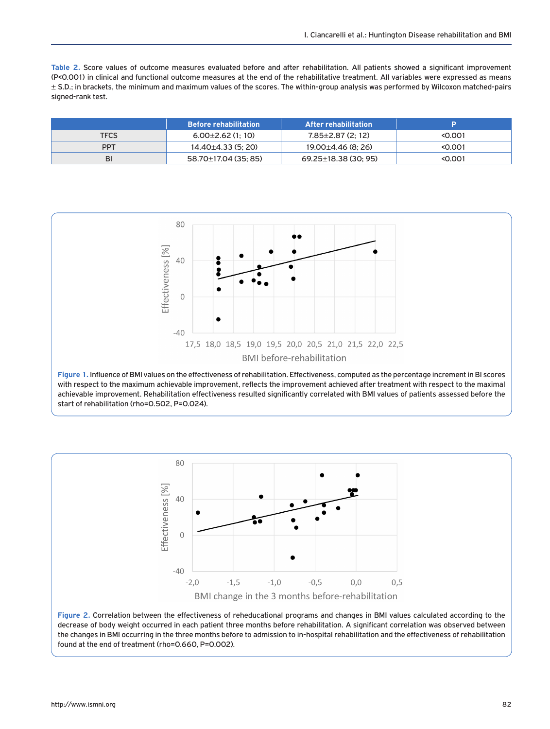**Table 2.** Score values of outcome measures evaluated before and after rehabilitation. All patients showed a significant improvement ($P<0.001$) in clinical and functional outcome measures at the end of the rehabilitative treatment. All variables were expressed as means ± S.D.; in brackets, the minimum and maximum values of the scores. The within-group analysis was performed by Wilcoxon matched-pairs signed-rank test.

| | Before rehabilitation | After rehabilitation | P |
|---|---|---|---|
| TFCS | 6.00±2.62 (1; 10) | 7.85±2.87 (2; 12) | <0.001 |
| PPT | 14.40±4.33 (5; 20) | 19.00±4.46 (8; 26) | <0.001 |
| BI | 58.70±17.04 (35; 85) | 69.25±18.38 (30; 95) | <0.001 |

**Figure 1.** Influence of BMI values on the effectiveness of rehabilitation. Effectiveness, computed as the percentage increment in BI scores with respect to the maximum achievable improvement, reflects the improvement achieved after treatment with respect to the maximal achievable improvement. Rehabilitation effectiveness resulted significantly correlated with BMI values of patients assessed before the start of rehabilitation (rho=0.502, P=0.024).

**Figure 2.** Correlation between the effectiveness of reheducational programs and changes in BMI values calculated according to the decrease of body weight occurred in each patient three months before rehabilitation. A significant correlation was observed between the changes in BMI occurring in the three months before to admission to in-hospital rehabilitation and the effectiveness of rehabilitation found at the end of treatment (rho=0.660, P=0.002).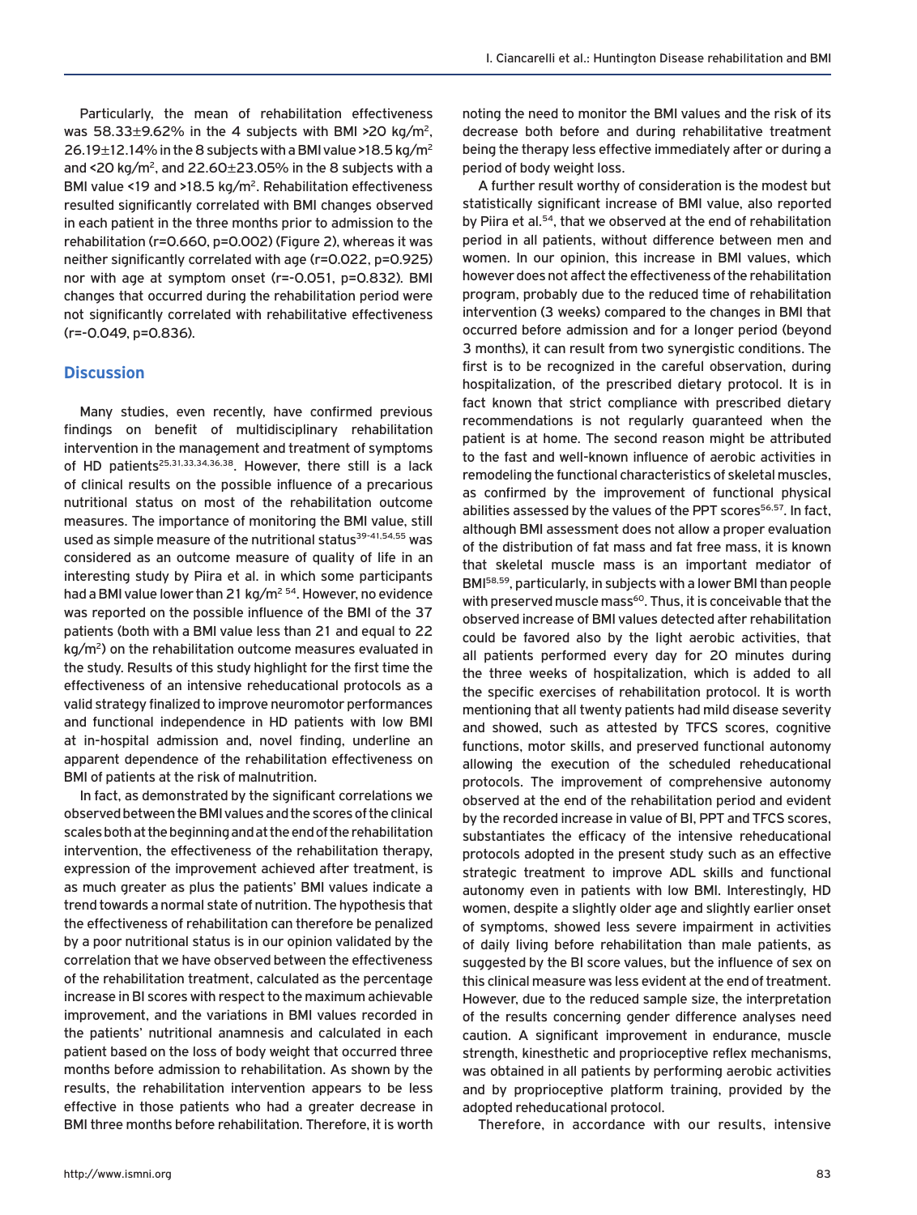Particularly, the mean of rehabilitation effectiveness was 58.33±9.62% in the 4 subjects with BMI >20 kg/m$^2$, 26.19±12.14% in the 8 subjects with a BMI value >18.5 kg/m$^2$ and <20 kg/m$^2$, and 22.60±23.05% in the 8 subjects with a BMI value <19 and >18.5 kg/m$^2$. Rehabilitation effectiveness resulted significantly correlated with BMI changes observed in each patient in the three months prior to admission to the rehabilitation (r=0.660, p=0.002) (Figure 2), whereas it was neither significantly correlated with age (r=0.022, p=0.925) nor with age at symptom onset (r=-0.051, p=0.832). BMI changes that occurred during the rehabilitation period were not significantly correlated with rehabilitative effectiveness (r=-0.049, p=0.836).

## Discussion

Many studies, even recently, have confirmed previous findings on benefit of multidisciplinary rehabilitation intervention in the management and treatment of symptoms of HD patients[25,31,33,34,36,38]. However, there still is a lack of clinical results on the possible influence of a precarious nutritional status on most of the rehabilitation outcome measures. The importance of monitoring the BMI value, still used as simple measure of the nutritional status[39-41,54,55] was considered as an outcome measure of quality of life in an interesting study by Piira et al. in which some participants had a BMI value lower than 21 kg/m$^2$ [54]. However, no evidence was reported on the possible influence of the BMI of the 37 patients (both with a BMI value less than 21 and equal to 22 kg/m$^2$) on the rehabilitation outcome measures evaluated in the study. Results of this study highlight for the first time the effectiveness of an intensive reheducational protocols as a valid strategy finalized to improve neuromotor performances and functional independence in HD patients with low BMI at in-hospital admission and, novel finding, underline an apparent dependence of the rehabilitation effectiveness on BMI of patients at the risk of malnutrition.

In fact, as demonstrated by the significant correlations we observed between the BMI values and the scores of the clinical scales both at the beginning and at the end of the rehabilitation intervention, the effectiveness of the rehabilitation therapy, expression of the improvement achieved after treatment, is as much greater as plus the patients' BMI values indicate a trend towards a normal state of nutrition. The hypothesis that the effectiveness of rehabilitation can therefore be penalized by a poor nutritional status is in our opinion validated by the correlation that we have observed between the effectiveness of the rehabilitation treatment, calculated as the percentage increase in BI scores with respect to the maximum achievable improvement, and the variations in BMI values recorded in the patients' nutritional anamnesis and calculated in each patient based on the loss of body weight that occurred three months before admission to rehabilitation. As shown by the results, the rehabilitation intervention appears to be less effective in those patients who had a greater decrease in BMI three months before rehabilitation. Therefore, it is worth noting the need to monitor the BMI values and the risk of its decrease both before and during rehabilitative treatment being the therapy less effective immediately after or during a period of body weight loss.

A further result worthy of consideration is the modest but statistically significant increase of BMI value, also reported by Piira et al.[54], that we observed at the end of rehabilitation period in all patients, without difference between men and women. In our opinion, this increase in BMI values, which however does not affect the effectiveness of the rehabilitation program, probably due to the reduced time of rehabilitation intervention (3 weeks) compared to the changes in BMI that occurred before admission and for a longer period (beyond 3 months), it can result from two synergistic conditions. The first is to be recognized in the careful observation, during hospitalization, of the prescribed dietary protocol. It is in fact known that strict compliance with prescribed dietary recommendations is not regularly guaranteed when the patient is at home. The second reason might be attributed to the fast and well-known influence of aerobic activities in remodeling the functional characteristics of skeletal muscles, as confirmed by the improvement of functional physical abilities assessed by the values of the PPT scores[56,57]. In fact, although BMI assessment does not allow a proper evaluation of the distribution of fat mass and fat free mass, it is known that skeletal muscle mass is an important mediator of BMI[58,59], particularly, in subjects with a lower BMI than people with preserved muscle mass[60]. Thus, it is conceivable that the observed increase of BMI values detected after rehabilitation could be favored also by the light aerobic activities, that all patients performed every day for 20 minutes during the three weeks of hospitalization, which is added to all the specific exercises of rehabilitation protocol. It is worth mentioning that all twenty patients had mild disease severity and showed, such as attested by TFCS scores, cognitive functions, motor skills, and preserved functional autonomy allowing the execution of the scheduled reheducational protocols. The improvement of comprehensive autonomy observed at the end of the rehabilitation period and evident by the recorded increase in value of BI, PPT and TFCS scores, substantiates the efficacy of the intensive reheducational protocols adopted in the present study such as an effective strategic treatment to improve ADL skills and functional autonomy even in patients with low BMI. Interestingly, HD women, despite a slightly older age and slightly earlier onset of symptoms, showed less severe impairment in activities of daily living before rehabilitation than male patients, as suggested by the BI score values, but the influence of sex on this clinical measure was less evident at the end of treatment. However, due to the reduced sample size, the interpretation of the results concerning gender difference analyses need caution. A significant improvement in endurance, muscle strength, kinesthetic and proprioceptive reflex mechanisms, was obtained in all patients by performing aerobic activities and by proprioceptive platform training, provided by the adopted reheducational protocol.

Therefore, in accordance with our results, intensive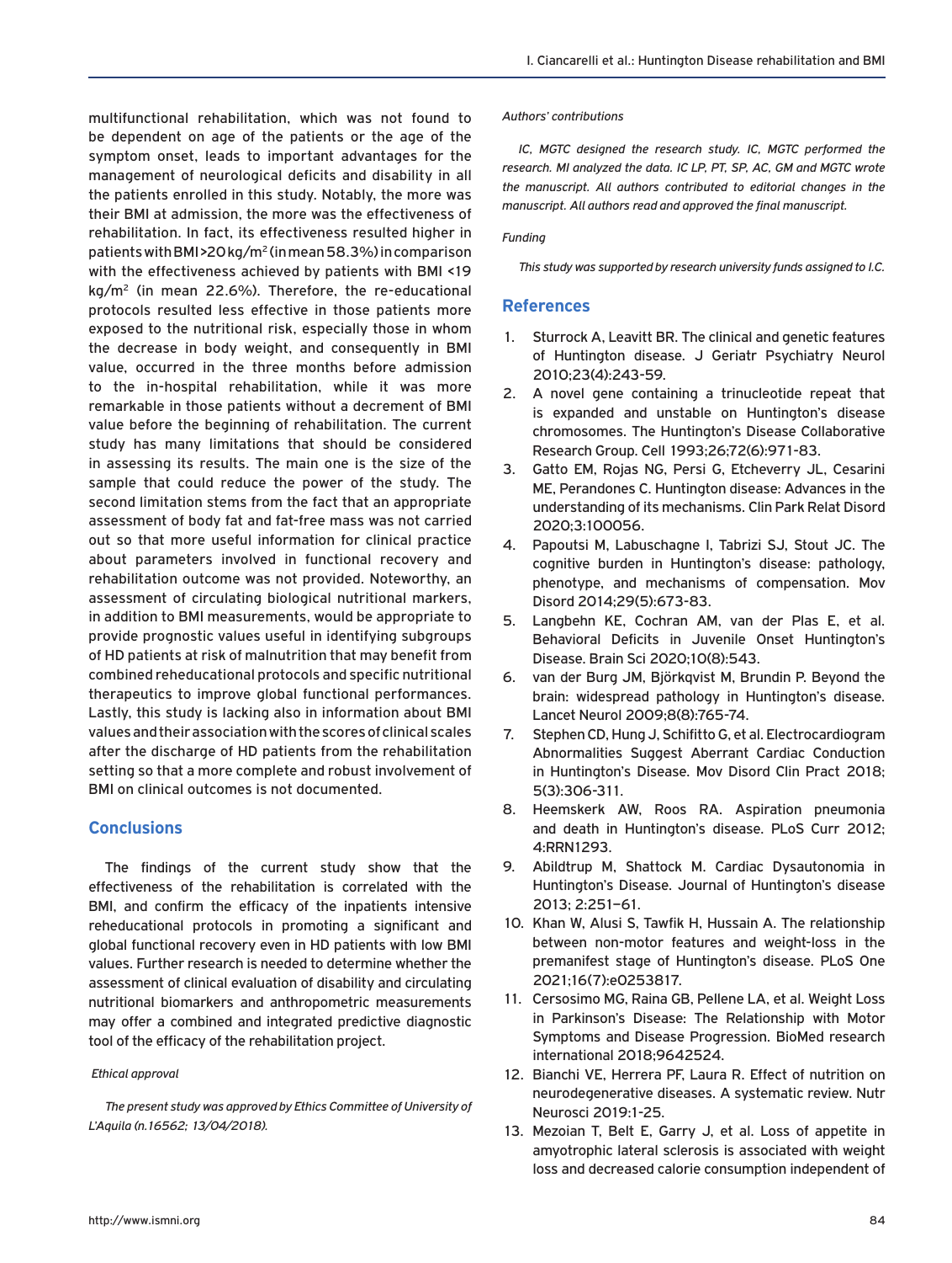multifunctional rehabilitation, which was not found to be dependent on age of the patients or the age of the symptom onset, leads to important advantages for the management of neurological deficits and disability in all the patients enrolled in this study. Notably, the more was their BMI at admission, the more was the effectiveness of rehabilitation. In fact, its effectiveness resulted higher in patients with BMI >20 kg/m$^2$ (in mean 58.3%) in comparison with the effectiveness achieved by patients with BMI <19 kg/m$^2$ (in mean 22.6%). Therefore, the re-educational protocols resulted less effective in those patients more exposed to the nutritional risk, especially those in whom the decrease in body weight, and consequently in BMI value, occurred in the three months before admission to the in-hospital rehabilitation, while it was more remarkable in those patients without a decrement of BMI value before the beginning of rehabilitation. The current study has many limitations that should be considered in assessing its results. The main one is the size of the sample that could reduce the power of the study. The second limitation stems from the fact that an appropriate assessment of body fat and fat-free mass was not carried out so that more useful information for clinical practice about parameters involved in functional recovery and rehabilitation outcome was not provided. Noteworthy, an assessment of circulating biological nutritional markers, in addition to BMI measurements, would be appropriate to provide prognostic values useful in identifying subgroups of HD patients at risk of malnutrition that may benefit from combined reheducational protocols and specific nutritional therapeutics to improve global functional performances. Lastly, this study is lacking also in information about BMI values and their association with the scores of clinical scales after the discharge of HD patients from the rehabilitation setting so that a more complete and robust involvement of BMI on clinical outcomes is not documented.

## Conclusions

The findings of the current study show that the effectiveness of the rehabilitation is correlated with the BMI, and confirm the efficacy of the inpatients intensive reheducational protocols in promoting a significant and global functional recovery even in HD patients with low BMI values. Further research is needed to determine whether the assessment of clinical evaluation of disability and circulating nutritional biomarkers and anthropometric measurements may offer a combined and integrated predictive diagnostic tool of the efficacy of the rehabilitation project.

*Ethical approval*

*The present study was approved by Ethics Committee of University of L'Aquila (n.16562; 13/04/2018).*

*Authors' contributions*

*IC, MGTC designed the research study. IC, MGTC performed the research. MI analyzed the data. IC LP, PT, SP, AC, GM and MGTC wrote the manuscript. All authors contributed to editorial changes in the manuscript. All authors read and approved the final manuscript.*

*Funding*

*This study was supported by research university funds assigned to I.C.*

## References

1. Sturrock A, Leavitt BR. The clinical and genetic features of Huntington disease. J Geriatr Psychiatry Neurol 2010;23(4):243-59.
2. A novel gene containing a trinucleotide repeat that is expanded and unstable on Huntington's disease chromosomes. The Huntington's Disease Collaborative Research Group. Cell 1993;26;72(6):971-83.
3. Gatto EM, Rojas NG, Persi G, Etcheverry JL, Cesarini ME, Perandones C. Huntington disease: Advances in the understanding of its mechanisms. Clin Park Relat Disord 2020;3:100056.
4. Papoutsi M, Labuschagne I, Tabrizi SJ, Stout JC. The cognitive burden in Huntington's disease: pathology, phenotype, and mechanisms of compensation. Mov Disord 2014;29(5):673-83.
5. Langbehn KE, Cochran AM, van der Plas E, et al. Behavioral Deficits in Juvenile Onset Huntington's Disease. Brain Sci 2020;10(8):543.
6. van der Burg JM, Björkqvist M, Brundin P. Beyond the brain: widespread pathology in Huntington's disease. Lancet Neurol 2009;8(8):765-74.
7. Stephen CD, Hung J, Schifitto G, et al. Electrocardiogram Abnormalities Suggest Aberrant Cardiac Conduction in Huntington's Disease. Mov Disord Clin Pract 2018; 5(3):306-311.
8. Heemskerk AW, Roos RA. Aspiration pneumonia and death in Huntington's disease. PLoS Curr 2012; 4:RRN1293.
9. Abildtrup M, Shattock M. Cardiac Dysautonomia in Huntington's Disease. Journal of Huntington's disease 2013; 2:251–61.
10. Khan W, Alusi S, Tawfik H, Hussain A. The relationship between non-motor features and weight-loss in the premanifest stage of Huntington's disease. PLoS One 2021;16(7):e0253817.
11. Cersosimo MG, Raina GB, Pellene LA, et al. Weight Loss in Parkinson's Disease: The Relationship with Motor Symptoms and Disease Progression. BioMed research international 2018;9642524.
12. Bianchi VE, Herrera PF, Laura R. Effect of nutrition on neurodegenerative diseases. A systematic review. Nutr Neurosci 2019:1-25.
13. Mezoian T, Belt E, Garry J, et al. Loss of appetite in amyotrophic lateral sclerosis is associated with weight loss and decreased calorie consumption independent of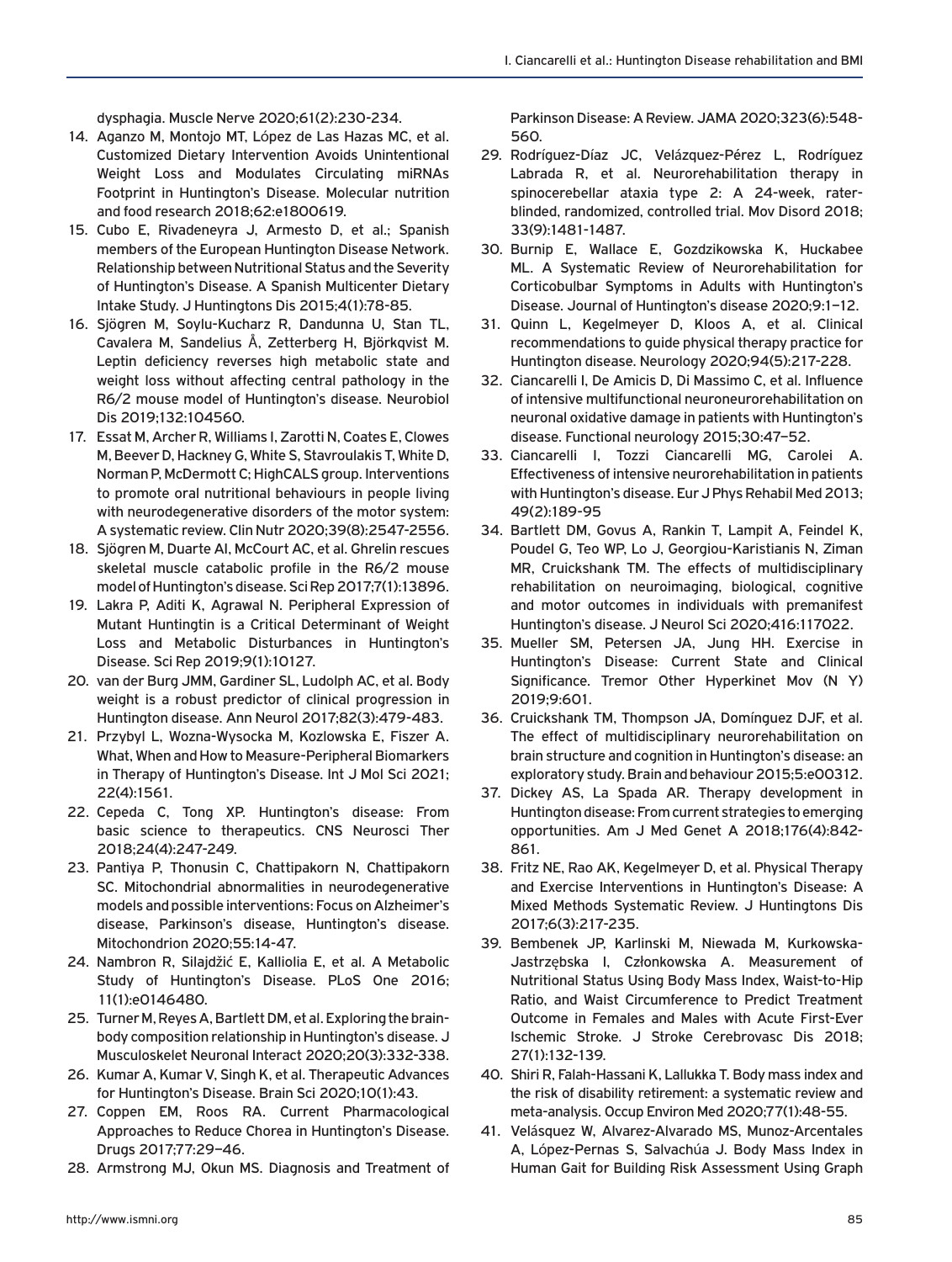dysphagia. Muscle Nerve 2020;61(2):230-234.

14. Aganzo M, Montojo MT, López de Las Hazas MC, et al. Customized Dietary Intervention Avoids Unintentional Weight Loss and Modulates Circulating miRNAs Footprint in Huntington's Disease. Molecular nutrition and food research 2018;62:e1800619.
15. Cubo E, Rivadeneyra J, Armesto D, et al.; Spanish members of the European Huntington Disease Network. Relationship between Nutritional Status and the Severity of Huntington's Disease. A Spanish Multicenter Dietary Intake Study. J Huntingtons Dis 2015;4(1):78-85.
16. Sjögren M, Soylu-Kucharz R, Dandunna U, Stan TL, Cavalera M, Sandelius Å, Zetterberg H, Björkqvist M. Leptin deficiency reverses high metabolic state and weight loss without affecting central pathology in the R6/2 mouse model of Huntington's disease. Neurobiol Dis 2019;132:104560.
17. Essat M, Archer R, Williams I, Zarotti N, Coates E, Clowes M, Beever D, Hackney G, White S, Stavroulakis T, White D, Norman P, McDermott C; HighCALS group. Interventions to promote oral nutritional behaviours in people living with neurodegenerative disorders of the motor system: A systematic review. Clin Nutr 2020;39(8):2547-2556.
18. Sjögren M, Duarte AI, McCourt AC, et al. Ghrelin rescues skeletal muscle catabolic profile in the R6/2 mouse model of Huntington's disease. Sci Rep 2017;7(1):13896.
19. Lakra P, Aditi K, Agrawal N. Peripheral Expression of Mutant Huntingtin is a Critical Determinant of Weight Loss and Metabolic Disturbances in Huntington's Disease. Sci Rep 2019;9(1):10127.
20. van der Burg JMM, Gardiner SL, Ludolph AC, et al. Body weight is a robust predictor of clinical progression in Huntington disease. Ann Neurol 2017;82(3):479-483.
21. Przybyl L, Wozna-Wysocka M, Kozlowska E, Fiszer A. What, When and How to Measure-Peripheral Biomarkers in Therapy of Huntington's Disease. Int J Mol Sci 2021; 22(4):1561.
22. Cepeda C, Tong XP. Huntington's disease: From basic science to therapeutics. CNS Neurosci Ther 2018;24(4):247-249.
23. Pantiya P, Thonusin C, Chattipakorn N, Chattipakorn SC. Mitochondrial abnormalities in neurodegenerative models and possible interventions: Focus on Alzheimer's disease, Parkinson's disease, Huntington's disease. Mitochondrion 2020;55:14-47.
24. Nambron R, Silajdžić E, Kalliolia E, et al. A Metabolic Study of Huntington's Disease. PLoS One 2016; 11(1):e0146480.
25. Turner M, Reyes A, Bartlett DM, et al. Exploring the brain-body composition relationship in Huntington's disease. J Musculoskelet Neuronal Interact 2020;20(3):332-338.
26. Kumar A, Kumar V, Singh K, et al. Therapeutic Advances for Huntington's Disease. Brain Sci 2020;10(1):43.
27. Coppen EM, Roos RA. Current Pharmacological Approaches to Reduce Chorea in Huntington's Disease. Drugs 2017;77:29–46.
28. Armstrong MJ, Okun MS. Diagnosis and Treatment of Parkinson Disease: A Review. JAMA 2020;323(6):548-560.
29. Rodríguez-Díaz JC, Velázquez-Pérez L, Rodríguez Labrada R, et al. Neurorehabilitation therapy in spinocerebellar ataxia type 2: A 24-week, rater-blinded, randomized, controlled trial. Mov Disord 2018; 33(9):1481-1487.
30. Burnip E, Wallace E, Gozdzikowska K, Huckabee ML. A Systematic Review of Neurorehabilitation for Corticobulbar Symptoms in Adults with Huntington's Disease. Journal of Huntington's disease 2020;9:1–12.
31. Quinn L, Kegelmeyer D, Kloos A, et al. Clinical recommendations to guide physical therapy practice for Huntington disease. Neurology 2020;94(5):217-228.
32. Ciancarelli I, De Amicis D, Di Massimo C, et al. Influence of intensive multifunctional neuroneurorehabilitation on neuronal oxidative damage in patients with Huntington's disease. Functional neurology 2015;30:47–52.
33. Ciancarelli I, Tozzi Ciancarelli MG, Carolei A. Effectiveness of intensive neurorehabilitation in patients with Huntington's disease. Eur J Phys Rehabil Med 2013; 49(2):189-95
34. Bartlett DM, Govus A, Rankin T, Lampit A, Feindel K, Poudel G, Teo WP, Lo J, Georgiou-Karistianis N, Ziman MR, Cruickshank TM. The effects of multidisciplinary rehabilitation on neuroimaging, biological, cognitive and motor outcomes in individuals with premanifest Huntington's disease. J Neurol Sci 2020;416:117022.
35. Mueller SM, Petersen JA, Jung HH. Exercise in Huntington's Disease: Current State and Clinical Significance. Tremor Other Hyperkinet Mov (N Y) 2019;9:601.
36. Cruickshank TM, Thompson JA, Domínguez DJF, et al. The effect of multidisciplinary neurorehabilitation on brain structure and cognition in Huntington's disease: an exploratory study. Brain and behaviour 2015;5:e00312.
37. Dickey AS, La Spada AR. Therapy development in Huntington disease: From current strategies to emerging opportunities. Am J Med Genet A 2018;176(4):842-861.
38. Fritz NE, Rao AK, Kegelmeyer D, et al. Physical Therapy and Exercise Interventions in Huntington's Disease: A Mixed Methods Systematic Review. J Huntingtons Dis 2017;6(3):217-235.
39. Bembenek JP, Karlinski M, Niewada M, Kurkowska-Jastrzębska I, Członkowska A. Measurement of Nutritional Status Using Body Mass Index, Waist-to-Hip Ratio, and Waist Circumference to Predict Treatment Outcome in Females and Males with Acute First-Ever Ischemic Stroke. J Stroke Cerebrovasc Dis 2018; 27(1):132-139.
40. Shiri R, Falah-Hassani K, Lallukka T. Body mass index and the risk of disability retirement: a systematic review and meta-analysis. Occup Environ Med 2020;77(1):48-55.
41. Velásquez W, Alvarez-Alvarado MS, Munoz-Arcentales A, López-Pernas S, Salvachúa J. Body Mass Index in Human Gait for Building Risk Assessment Using Graph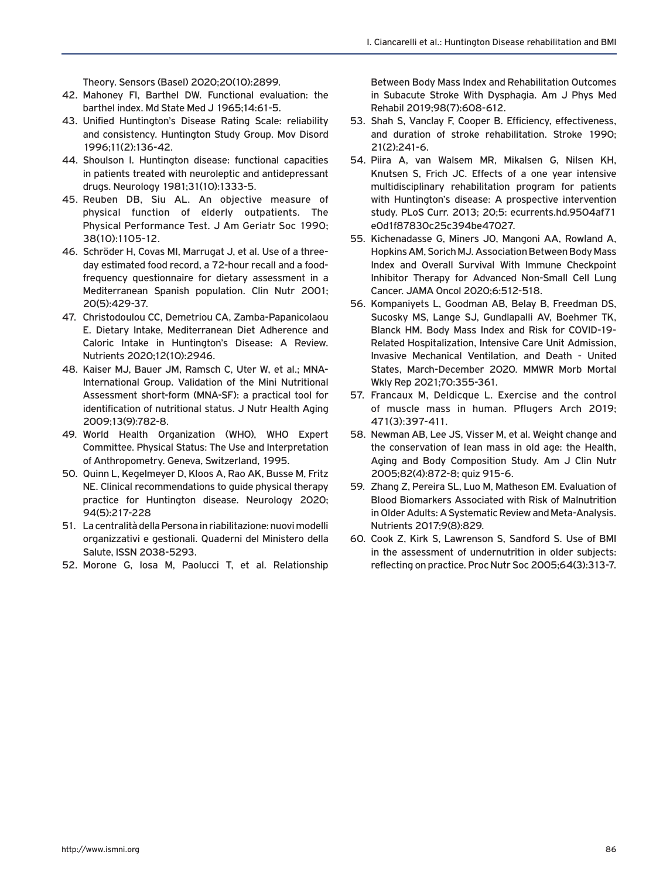Theory. Sensors (Basel) 2020;20(10):2899.

42. Mahoney FI, Barthel DW. Functional evaluation: the barthel index. Md State Med J 1965;14:61-5.
43. Unified Huntington's Disease Rating Scale: reliability and consistency. Huntington Study Group. Mov Disord 1996;11(2):136-42.
44. Shoulson I. Huntington disease: functional capacities in patients treated with neuroleptic and antidepressant drugs. Neurology 1981;31(10):1333-5.
45. Reuben DB, Siu AL. An objective measure of physical function of elderly outpatients. The Physical Performance Test. J Am Geriatr Soc 1990; 38(10):1105-12.
46. Schröder H, Covas MI, Marrugat J, et al. Use of a three-day estimated food record, a 72-hour recall and a food-frequency questionnaire for dietary assessment in a Mediterranean Spanish population. Clin Nutr 2001; 20(5):429-37.
47. Christodoulou CC, Demetriou CA, Zamba-Papanicolaou E. Dietary Intake, Mediterranean Diet Adherence and Caloric Intake in Huntington's Disease: A Review. Nutrients 2020;12(10):2946.
48. Kaiser MJ, Bauer JM, Ramsch C, Uter W, et al.; MNA-International Group. Validation of the Mini Nutritional Assessment short-form (MNA-SF): a practical tool for identification of nutritional status. J Nutr Health Aging 2009;13(9):782-8.
49. World Health Organization (WHO), WHO Expert Committee. Physical Status: The Use and Interpretation of Anthropometry. Geneva, Switzerland, 1995.
50. Quinn L, Kegelmeyer D, Kloos A, Rao AK, Busse M, Fritz NE. Clinical recommendations to guide physical therapy practice for Huntington disease. Neurology 2020; 94(5):217-228
51. La centralità della Persona in riabilitazione: nuovi modelli organizzativi e gestionali. Quaderni del Ministero della Salute, ISSN 2038-5293.
52. Morone G, Iosa M, Paolucci T, et al. Relationship Between Body Mass Index and Rehabilitation Outcomes in Subacute Stroke With Dysphagia. Am J Phys Med Rehabil 2019;98(7):608-612.
53. Shah S, Vanclay F, Cooper B. Efficiency, effectiveness, and duration of stroke rehabilitation. Stroke 1990; 21(2):241-6.
54. Piira A, van Walsem MR, Mikalsen G, Nilsen KH, Knutsen S, Frich JC. Effects of a one year intensive multidisciplinary rehabilitation program for patients with Huntington's disease: A prospective intervention study. PLoS Curr. 2013; 20;5: ecurrents.hd.9504af71e0d1f87830c25c394be47027.
55. Kichenadasse G, Miners JO, Mangoni AA, Rowland A, Hopkins AM, Sorich MJ. Association Between Body Mass Index and Overall Survival With Immune Checkpoint Inhibitor Therapy for Advanced Non-Small Cell Lung Cancer. JAMA Oncol 2020;6:512-518.
56. Kompaniyets L, Goodman AB, Belay B, Freedman DS, Sucosky MS, Lange SJ, Gundlapalli AV, Boehmer TK, Blanck HM. Body Mass Index and Risk for COVID-19-Related Hospitalization, Intensive Care Unit Admission, Invasive Mechanical Ventilation, and Death - United States, March-December 2020. MMWR Morb Mortal Wkly Rep 2021;70:355-361.
57. Francaux M, Deldicque L. Exercise and the control of muscle mass in human. Pflugers Arch 2019; 471(3):397-411.
58. Newman AB, Lee JS, Visser M, et al. Weight change and the conservation of lean mass in old age: the Health, Aging and Body Composition Study. Am J Clin Nutr 2005;82(4):872-8; quiz 915-6.
59. Zhang Z, Pereira SL, Luo M, Matheson EM. Evaluation of Blood Biomarkers Associated with Risk of Malnutrition in Older Adults: A Systematic Review and Meta-Analysis. Nutrients 2017;9(8):829.
60. Cook Z, Kirk S, Lawrenson S, Sandford S. Use of BMI in the assessment of undernutrition in older subjects: reflecting on practice. Proc Nutr Soc 2005;64(3):313-7.